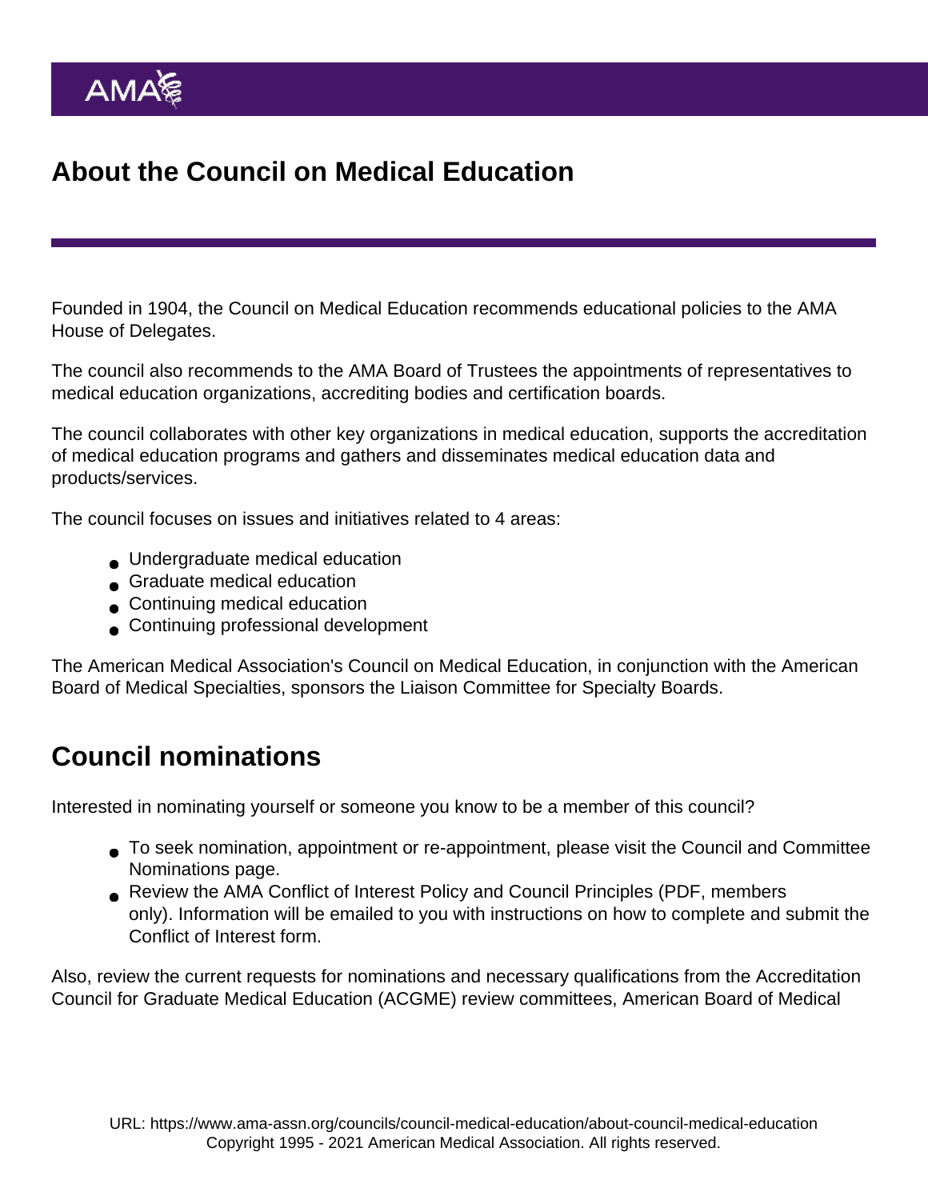# About the Council on Medical Education

Founded in 1904, the Council on Medical Education recommends educational policies to the AMA House of Delegates.

The council also recommends to the AMA Board of Trustees the appointments of representatives to medical education organizations, accrediting bodies and certification boards.

The council collaborates with other key organizations in medical education, supports the accreditation of medical education programs and gathers and disseminates medical education data and products/services.

The council focuses on issues and initiatives related to 4 areas:

- Undergraduate medical education
- Graduate medical education
- Continuing medical education
- Continuing professional development

The American Medical Association's Council on Medical Education, in conjunction with the American Board of Medical Specialties, sponsors the Liaison Committee for Specialty Boards.

## Council nominations

Interested in nominating yourself or someone you know to be a member of this council?

- To seek nomination, appointment or re-appointment, please visit the Council and Committee Nominations page.
- Review the AMA Conflict of Interest Policy and Council Principles (PDF, members only). Information will be emailed to you with instructions on how to complete and submit the Conflict of Interest form.

Also, review the current requests for nominations and necessary qualifications from the Accreditation Council for Graduate Medical Education (ACGME) review committees, American Board of Medical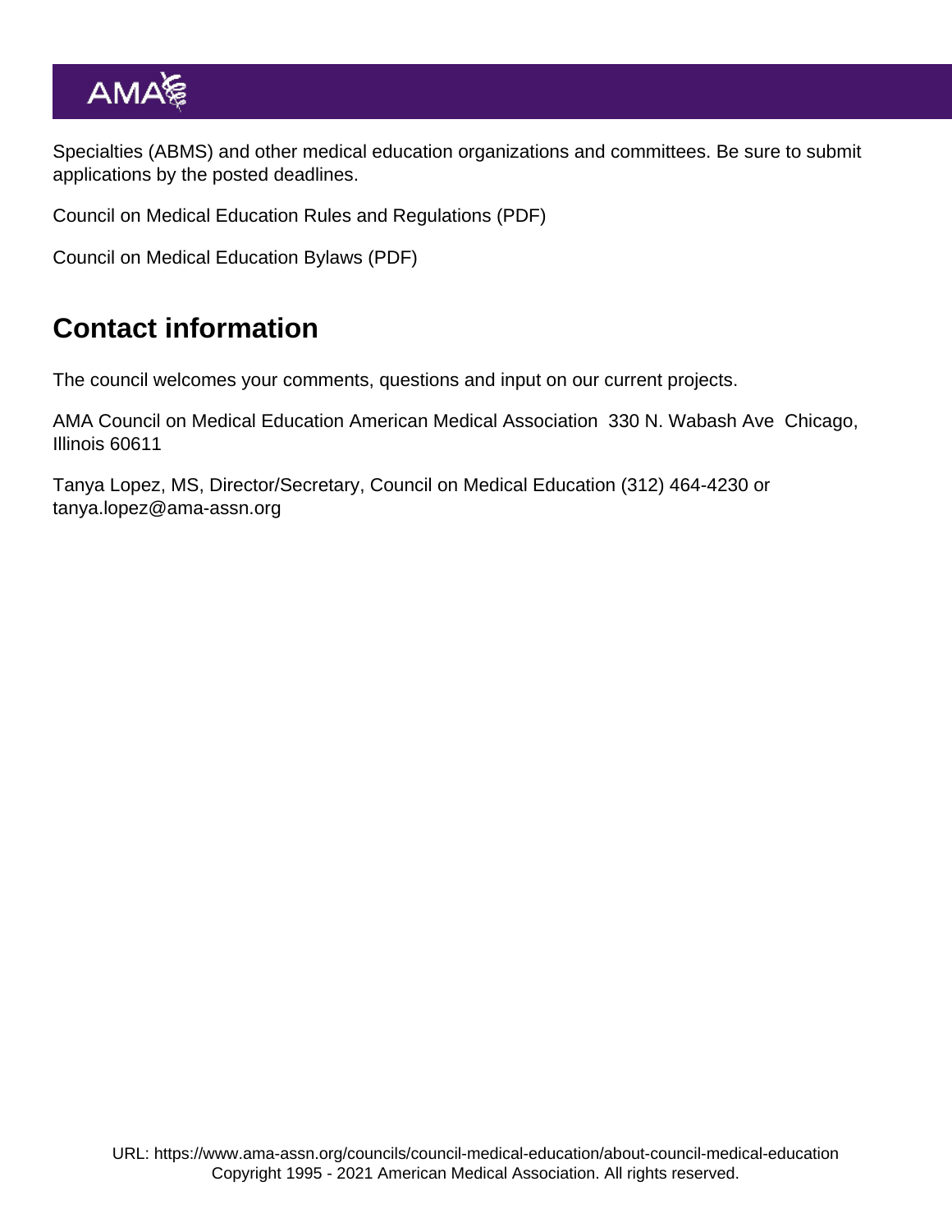Specialties (ABMS) and other medical education organizations and committees. Be sure to submit applications by the posted deadlines.

Council on Medical Education Rules and Regulations (PDF)

Council on Medical Education Bylaws (PDF)

## Contact information

The council welcomes your comments, questions and input on our current projects.

AMA Council on Medical Education American Medical Association 330 N. Wabash Ave Chicago, Illinois 60611

Tanya Lopez, MS, Director/Secretary, Council on Medical Education (312) 464-4230 or tanya.lopez@ama-assn.org